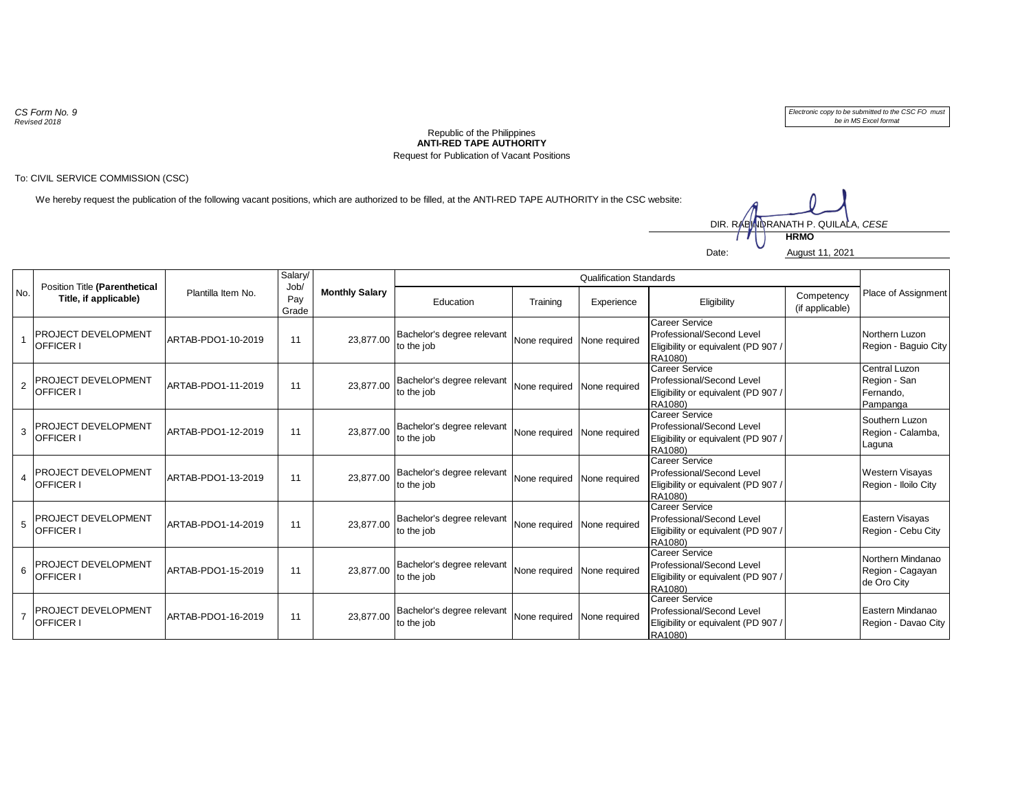*CS Form No. 9*
*Revised 2018*

*Electronic copy to be submitted to the CSC FO must be in MS Excel format*

Republic of the Philippines
**ANTI-RED TAPE AUTHORITY**
Request for Publication of Vacant Positions

To: CIVIL SERVICE COMMISSION (CSC)

We hereby request the publication of the following vacant positions, which are authorized to be filled, at the ANTI-RED TAPE AUTHORITY in the CSC website:

DIR. RABINDRANATH P. QUILALA, *CESE*
**HRMO**

Date: August 11, 2021

| No. | Position Title **(Parenthetical Title, if applicable)** | Plantilla Item No. | Salary/ Job/ Pay Grade | **Monthly Salary** | Qualification Standards | | | | | Place of Assignment |
|---|---|---|---|---|---|---|---|---|---|---|
| | | | | | Education | Training | Experience | Eligibility | Competency (if applicable) | |
| 1 | PROJECT DEVELOPMENT OFFICER I | ARTAB-PDO1-10-2019 | 11 | 23,877.00 | Bachelor's degree relevant to the job | None required | None required | Career Service Professional/Second Level Eligibility or equivalent (PD 907 / RA1080) | | Northern Luzon Region - Baguio City |
| 2 | PROJECT DEVELOPMENT OFFICER I | ARTAB-PDO1-11-2019 | 11 | 23,877.00 | Bachelor's degree relevant to the job | None required | None required | Career Service Professional/Second Level Eligibility or equivalent (PD 907 / RA1080) | | Central Luzon Region - San Fernando, Pampanga |
| 3 | PROJECT DEVELOPMENT OFFICER I | ARTAB-PDO1-12-2019 | 11 | 23,877.00 | Bachelor's degree relevant to the job | None required | None required | Career Service Professional/Second Level Eligibility or equivalent (PD 907 / RA1080) | | Southern Luzon Region - Calamba, Laguna |
| 4 | PROJECT DEVELOPMENT OFFICER I | ARTAB-PDO1-13-2019 | 11 | 23,877.00 | Bachelor's degree relevant to the job | None required | None required | Career Service Professional/Second Level Eligibility or equivalent (PD 907 / RA1080) | | Western Visayas Region - Iloilo City |
| 5 | PROJECT DEVELOPMENT OFFICER I | ARTAB-PDO1-14-2019 | 11 | 23,877.00 | Bachelor's degree relevant to the job | None required | None required | Career Service Professional/Second Level Eligibility or equivalent (PD 907 / RA1080) | | Eastern Visayas Region - Cebu City |
| 6 | PROJECT DEVELOPMENT OFFICER I | ARTAB-PDO1-15-2019 | 11 | 23,877.00 | Bachelor's degree relevant to the job | None required | None required | Career Service Professional/Second Level Eligibility or equivalent (PD 907 / RA1080) | | Northern Mindanao Region - Cagayan de Oro City |
| 7 | PROJECT DEVELOPMENT OFFICER I | ARTAB-PDO1-16-2019 | 11 | 23,877.00 | Bachelor's degree relevant to the job | None required | None required | Career Service Professional/Second Level Eligibility or equivalent (PD 907 / RA1080) | | Eastern Mindanao Region - Davao City |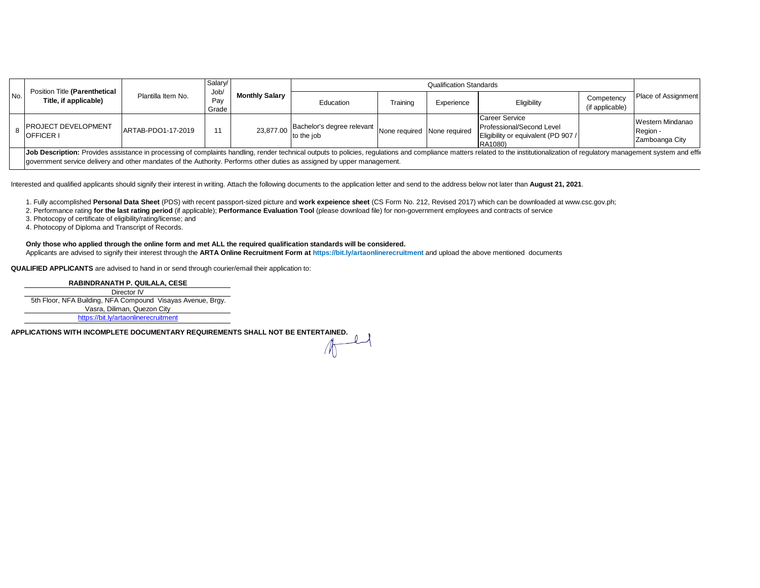| No. | Position Title **(Parenthetical Title, if applicable)** | Plantilla Item No. | Salary/ Job/ Pay Grade | **Monthly Salary** | Qualification Standards | | | | | Place of Assignment |
|---|---|---|---|---|---|---|---|---|---|---|
| | | | | | Education | Training | Experience | Eligibility | Competency (if applicable) | |
| 8 | PROJECT DEVELOPMENT OFFICER I | ARTAB-PDO1-17-2019 | 11 | 23,877.00 | Bachelor's degree relevant to the job | None required | None required | Career Service Professional/Second Level Eligibility or equivalent (PD 907 / RA1080) | | Western Mindanao Region - Zamboanga City |
| | **Job Description:** Provides assistance in processing of complaints handling, render technical outputs to policies, regulations and compliance matters related to the institutionalization of regulatory management system and effi government service delivery and other mandates of the Authority. Performs other duties as assigned by upper management. | | | | | | | | | |

Interested and qualified applicants should signify their interest in writing. Attach the following documents to the application letter and send to the address below not later than **August 21, 2021**.

1. Fully accomplished **Personal Data Sheet** (PDS) with recent passport-sized picture and **work expeience sheet** (CS Form No. 212, Revised 2017) which can be downloaded at www.csc.gov.ph;
2. Performance rating **for the last rating period** (if applicable); **Performance Evaluation Tool** (please download file) for non-government employees and contracts of service
3. Photocopy of certificate of eligibility/rating/license; and
4. Photocopy of Diploma and Transcript of Records.

**Only those who applied through the online form and met ALL the required qualification standards will be considered.**
Applicants are advised to signify their interest through the **ARTA Online Recruitment Form at https://bit.ly/artaonlinerecruitment** and upload the above mentioned documents

**QUALIFIED APPLICANTS** are advised to hand in or send through courier/email their application to:

**RABINDRANATH P. QUILALA, CESE**
Director IV
5th Floor, NFA Building, NFA Compound Visayas Avenue, Brgy. Vasra, Diliman, Quezon City
https://bit.ly/artaonlinerecruitment

**APPLICATIONS WITH INCOMPLETE DOCUMENTARY REQUIREMENTS SHALL NOT BE ENTERTAINED.**